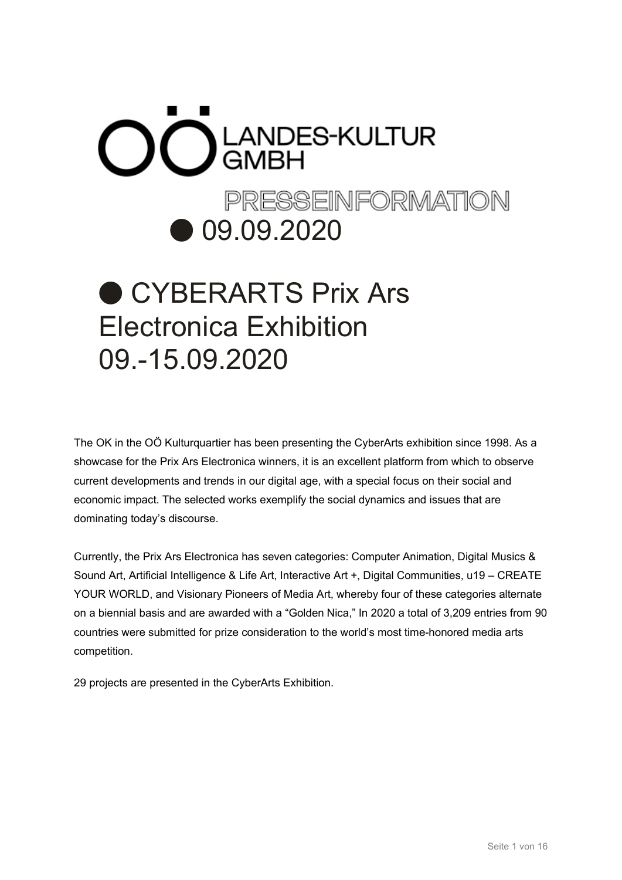OÖ LANDES-KULTUR GMBH

PRESSEINFORMATION

● 09.09.2020

# ● CYBERARTS Prix Ars Electronica Exhibition 09.-15.09.2020

The OK in the OÖ Kulturquartier has been presenting the CyberArts exhibition since 1998. As a showcase for the Prix Ars Electronica winners, it is an excellent platform from which to observe current developments and trends in our digital age, with a special focus on their social and economic impact. The selected works exemplify the social dynamics and issues that are dominating today's discourse.

Currently, the Prix Ars Electronica has seven categories: Computer Animation, Digital Musics & Sound Art, Artificial Intelligence & Life Art, Interactive Art +, Digital Communities, u19 – CREATE YOUR WORLD, and Visionary Pioneers of Media Art, whereby four of these categories alternate on a biennial basis and are awarded with a "Golden Nica," In 2020 a total of 3,209 entries from 90 countries were submitted for prize consideration to the world's most time-honored media arts competition.

29 projects are presented in the CyberArts Exhibition.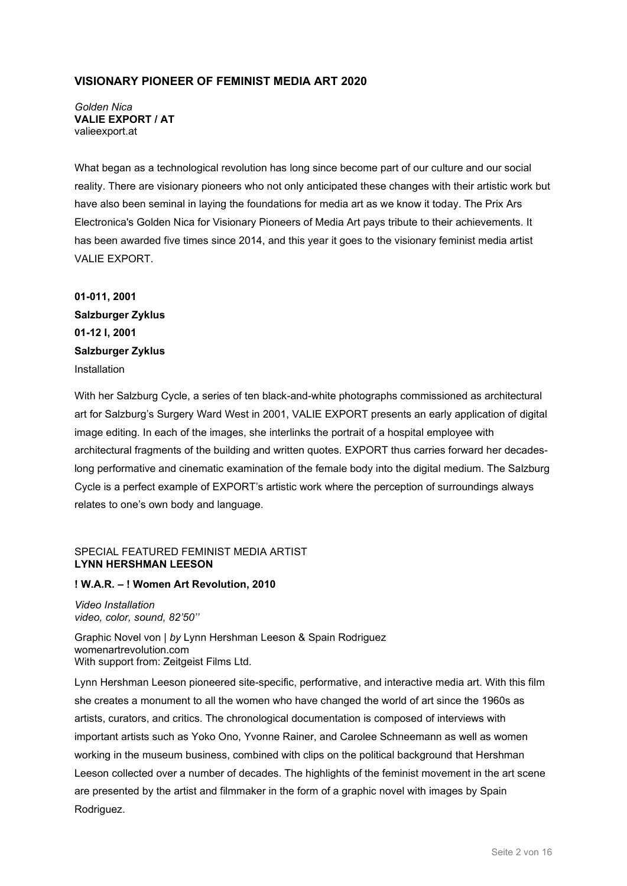## VISIONARY PIONEER OF FEMINIST MEDIA ART 2020

*Golden Nica*
**VALIE EXPORT / AT**
valieexport.at

What began as a technological revolution has long since become part of our culture and our social reality. There are visionary pioneers who not only anticipated these changes with their artistic work but have also been seminal in laying the foundations for media art as we know it today. The Prix Ars Electronica's Golden Nica for Visionary Pioneers of Media Art pays tribute to their achievements. It has been awarded five times since 2014, and this year it goes to the visionary feminist media artist VALIE EXPORT.

**01-011, 2001**
**Salzburger Zyklus**
**01-12 I, 2001**
**Salzburger Zyklus**
Installation

With her Salzburg Cycle, a series of ten black-and-white photographs commissioned as architectural art for Salzburg's Surgery Ward West in 2001, VALIE EXPORT presents an early application of digital image editing. In each of the images, she interlinks the portrait of a hospital employee with architectural fragments of the building and written quotes. EXPORT thus carries forward her decades-long performative and cinematic examination of the female body into the digital medium. The Salzburg Cycle is a perfect example of EXPORT's artistic work where the perception of surroundings always relates to one's own body and language.

SPECIAL FEATURED FEMINIST MEDIA ARTIST
**LYNN HERSHMAN LEESON**

**! W.A.R. – ! Women Art Revolution, 2010**

*Video Installation*
*video, color, sound, 82'50''*

Graphic Novel von | *by* Lynn Hershman Leeson & Spain Rodriguez
womenartrevolution.com
With support from: Zeitgeist Films Ltd.

Lynn Hershman Leeson pioneered site-specific, performative, and interactive media art. With this film she creates a monument to all the women who have changed the world of art since the 1960s as artists, curators, and critics. The chronological documentation is composed of interviews with important artists such as Yoko Ono, Yvonne Rainer, and Carolee Schneemann as well as women working in the museum business, combined with clips on the political background that Hershman Leeson collected over a number of decades. The highlights of the feminist movement in the art scene are presented by the artist and filmmaker in the form of a graphic novel with images by Spain Rodriguez.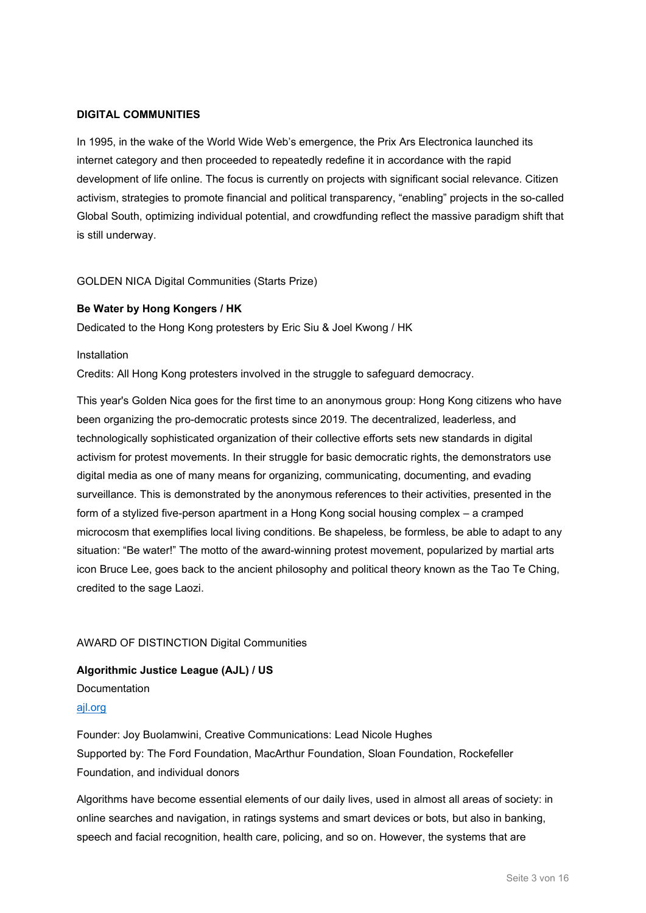**DIGITAL COMMUNITIES**

In 1995, in the wake of the World Wide Web's emergence, the Prix Ars Electronica launched its internet category and then proceeded to repeatedly redefine it in accordance with the rapid development of life online. The focus is currently on projects with significant social relevance. Citizen activism, strategies to promote financial and political transparency, "enabling" projects in the so-called Global South, optimizing individual potential, and crowdfunding reflect the massive paradigm shift that is still underway.

GOLDEN NICA Digital Communities (Starts Prize)

**Be Water by Hong Kongers / HK**

Dedicated to the Hong Kong protesters by Eric Siu & Joel Kwong / HK

Installation

Credits: All Hong Kong protesters involved in the struggle to safeguard democracy.

This year's Golden Nica goes for the first time to an anonymous group: Hong Kong citizens who have been organizing the pro-democratic protests since 2019. The decentralized, leaderless, and technologically sophisticated organization of their collective efforts sets new standards in digital activism for protest movements. In their struggle for basic democratic rights, the demonstrators use digital media as one of many means for organizing, communicating, documenting, and evading surveillance. This is demonstrated by the anonymous references to their activities, presented in the form of a stylized five-person apartment in a Hong Kong social housing complex – a cramped microcosm that exemplifies local living conditions. Be shapeless, be formless, be able to adapt to any situation: "Be water!" The motto of the award-winning protest movement, popularized by martial arts icon Bruce Lee, goes back to the ancient philosophy and political theory known as the Tao Te Ching, credited to the sage Laozi.

AWARD OF DISTINCTION Digital Communities

**Algorithmic Justice League (AJL) / US**

Documentation

[ajl.org](ajl.org)

Founder: Joy Buolamwini, Creative Communications: Lead Nicole Hughes

Supported by: The Ford Foundation, MacArthur Foundation, Sloan Foundation, Rockefeller Foundation, and individual donors

Algorithms have become essential elements of our daily lives, used in almost all areas of society: in online searches and navigation, in ratings systems and smart devices or bots, but also in banking, speech and facial recognition, health care, policing, and so on. However, the systems that are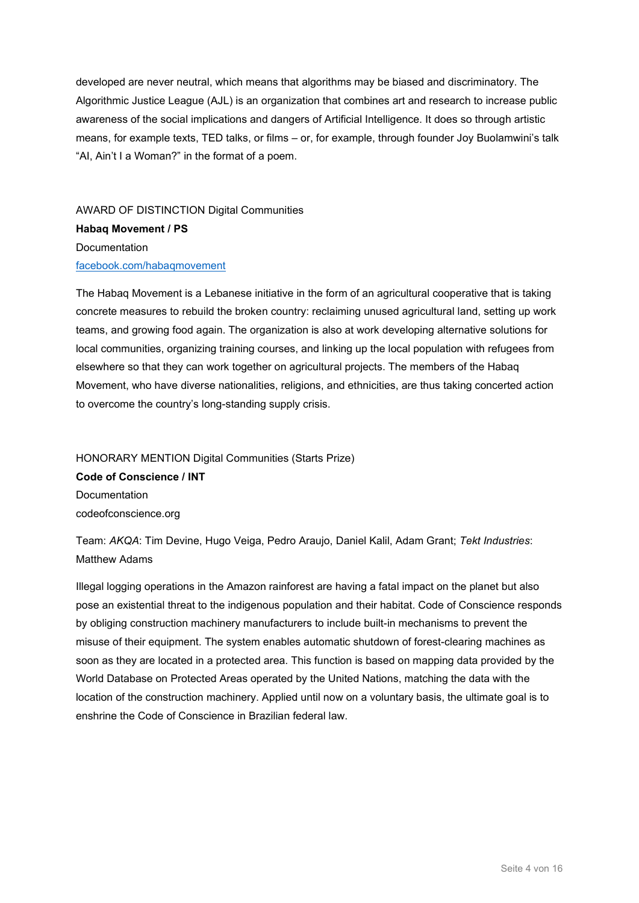developed are never neutral, which means that algorithms may be biased and discriminatory. The Algorithmic Justice League (AJL) is an organization that combines art and research to increase public awareness of the social implications and dangers of Artificial Intelligence. It does so through artistic means, for example texts, TED talks, or films – or, for example, through founder Joy Buolamwini's talk "AI, Ain't I a Woman?" in the format of a poem.

AWARD OF DISTINCTION Digital Communities

**Habaq Movement / PS**

Documentation

[facebook.com/habaqmovement](facebook.com/habaqmovement)

The Habaq Movement is a Lebanese initiative in the form of an agricultural cooperative that is taking concrete measures to rebuild the broken country: reclaiming unused agricultural land, setting up work teams, and growing food again. The organization is also at work developing alternative solutions for local communities, organizing training courses, and linking up the local population with refugees from elsewhere so that they can work together on agricultural projects. The members of the Habaq Movement, who have diverse nationalities, religions, and ethnicities, are thus taking concerted action to overcome the country's long-standing supply crisis.

HONORARY MENTION Digital Communities (Starts Prize)

**Code of Conscience / INT**

Documentation

codeofconscience.org

Team: *AKQA*: Tim Devine, Hugo Veiga, Pedro Araujo, Daniel Kalil, Adam Grant; *Tekt Industries*: Matthew Adams

Illegal logging operations in the Amazon rainforest are having a fatal impact on the planet but also pose an existential threat to the indigenous population and their habitat. Code of Conscience responds by obliging construction machinery manufacturers to include built-in mechanisms to prevent the misuse of their equipment. The system enables automatic shutdown of forest-clearing machines as soon as they are located in a protected area. This function is based on mapping data provided by the World Database on Protected Areas operated by the United Nations, matching the data with the location of the construction machinery. Applied until now on a voluntary basis, the ultimate goal is to enshrine the Code of Conscience in Brazilian federal law.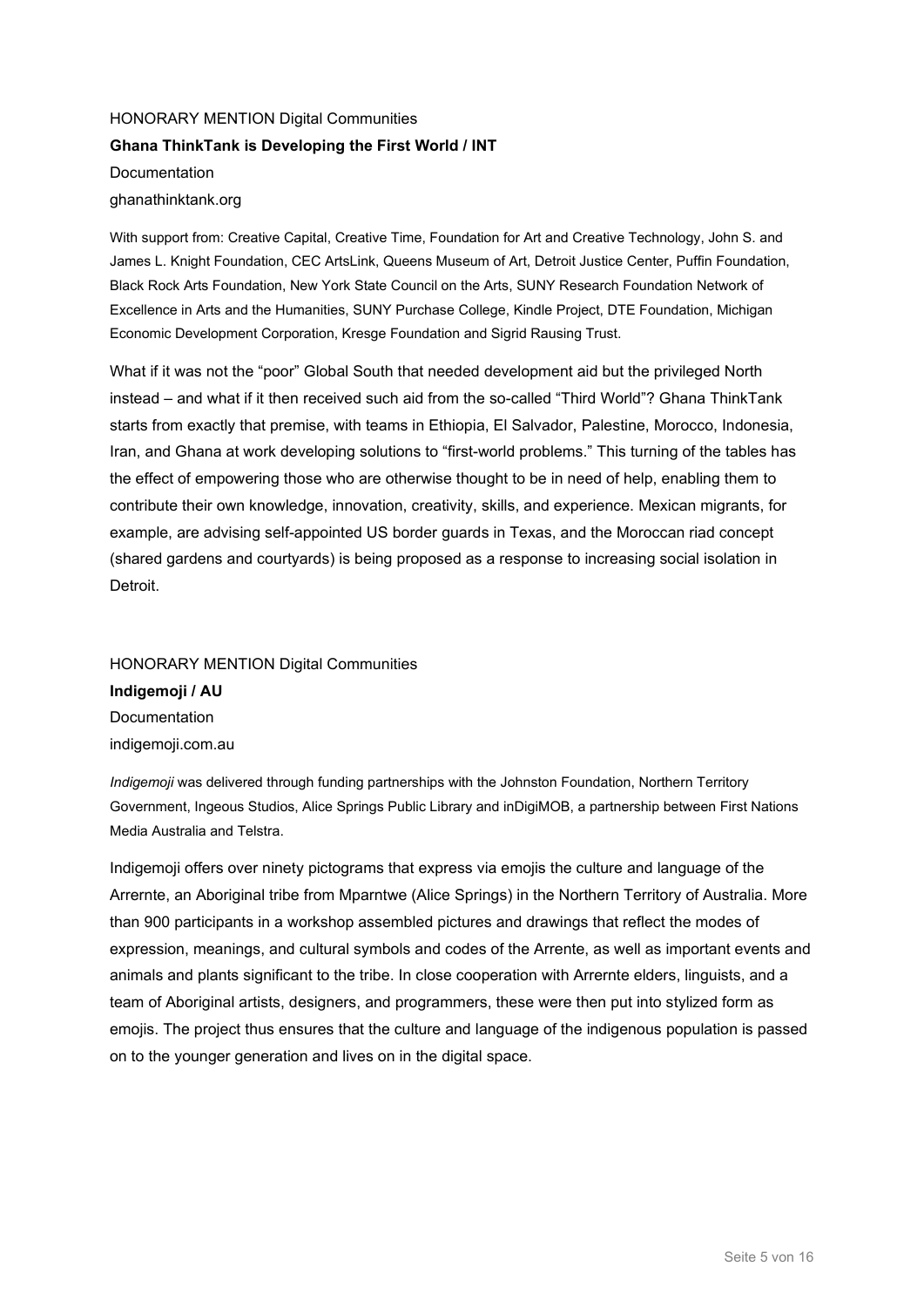HONORARY MENTION Digital Communities

**Ghana ThinkTank is Developing the First World / INT**

Documentation

ghanathinktank.org

With support from: Creative Capital, Creative Time, Foundation for Art and Creative Technology, John S. and James L. Knight Foundation, CEC ArtsLink, Queens Museum of Art, Detroit Justice Center, Puffin Foundation, Black Rock Arts Foundation, New York State Council on the Arts, SUNY Research Foundation Network of Excellence in Arts and the Humanities, SUNY Purchase College, Kindle Project, DTE Foundation, Michigan Economic Development Corporation, Kresge Foundation and Sigrid Rausing Trust.

What if it was not the "poor" Global South that needed development aid but the privileged North instead – and what if it then received such aid from the so-called "Third World"? Ghana ThinkTank starts from exactly that premise, with teams in Ethiopia, El Salvador, Palestine, Morocco, Indonesia, Iran, and Ghana at work developing solutions to "first-world problems." This turning of the tables has the effect of empowering those who are otherwise thought to be in need of help, enabling them to contribute their own knowledge, innovation, creativity, skills, and experience. Mexican migrants, for example, are advising self-appointed US border guards in Texas, and the Moroccan riad concept (shared gardens and courtyards) is being proposed as a response to increasing social isolation in Detroit.

HONORARY MENTION Digital Communities

**Indigemoji / AU**

Documentation

indigemoji.com.au

*Indigemoji* was delivered through funding partnerships with the Johnston Foundation, Northern Territory Government, Ingeous Studios, Alice Springs Public Library and inDigiMOB, a partnership between First Nations Media Australia and Telstra.

Indigemoji offers over ninety pictograms that express via emojis the culture and language of the Arrernte, an Aboriginal tribe from Mparntwe (Alice Springs) in the Northern Territory of Australia. More than 900 participants in a workshop assembled pictures and drawings that reflect the modes of expression, meanings, and cultural symbols and codes of the Arrente, as well as important events and animals and plants significant to the tribe. In close cooperation with Arrernte elders, linguists, and a team of Aboriginal artists, designers, and programmers, these were then put into stylized form as emojis. The project thus ensures that the culture and language of the indigenous population is passed on to the younger generation and lives on in the digital space.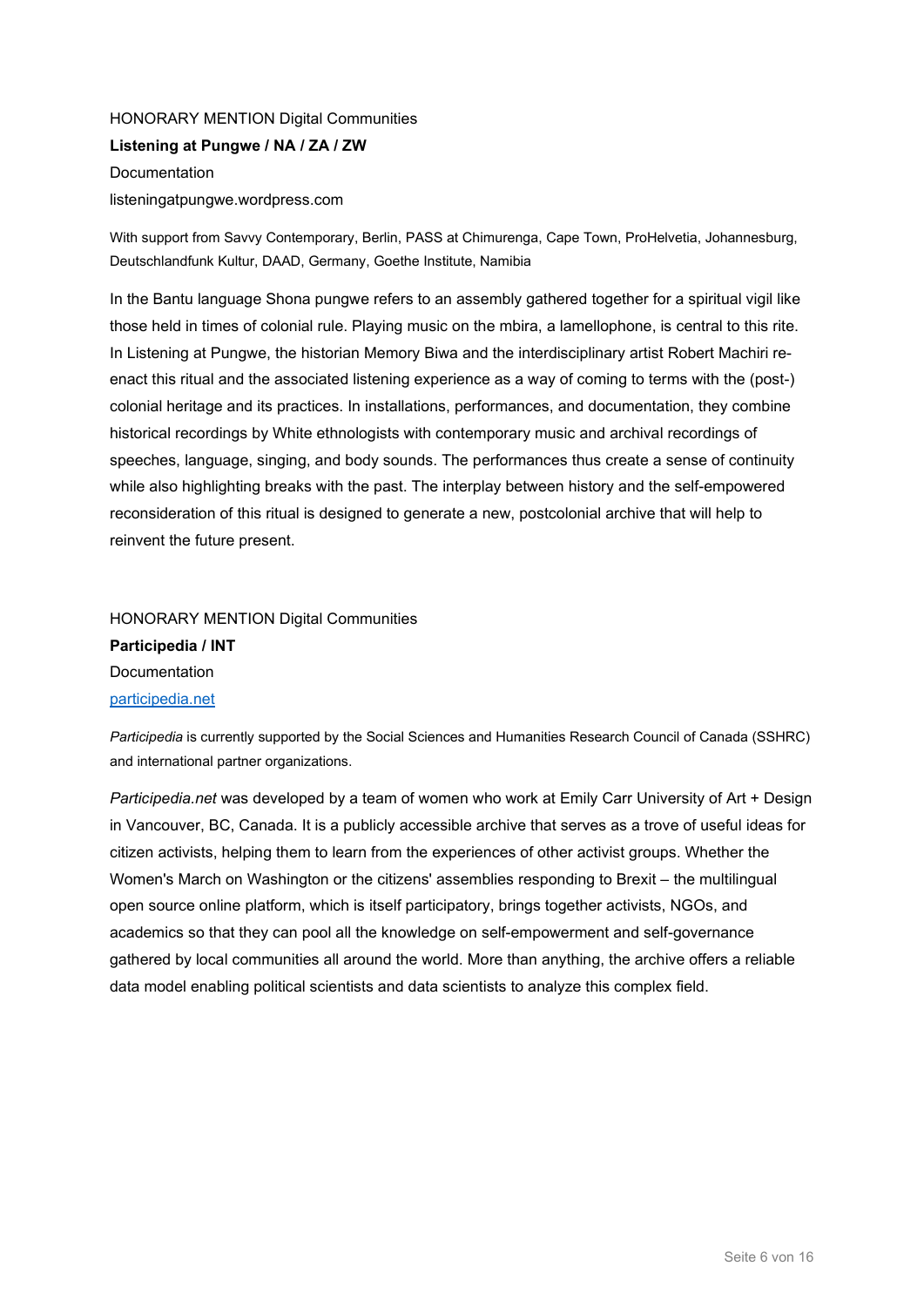HONORARY MENTION Digital Communities

**Listening at Pungwe / NA / ZA / ZW**

Documentation

listeningatpungwe.wordpress.com

With support from Savvy Contemporary, Berlin, PASS at Chimurenga, Cape Town, ProHelvetia, Johannesburg, Deutschlandfunk Kultur, DAAD, Germany, Goethe Institute, Namibia

In the Bantu language Shona pungwe refers to an assembly gathered together for a spiritual vigil like those held in times of colonial rule. Playing music on the mbira, a lamellophone, is central to this rite. In Listening at Pungwe, the historian Memory Biwa and the interdisciplinary artist Robert Machiri re-enact this ritual and the associated listening experience as a way of coming to terms with the (post-) colonial heritage and its practices. In installations, performances, and documentation, they combine historical recordings by White ethnologists with contemporary music and archival recordings of speeches, language, singing, and body sounds. The performances thus create a sense of continuity while also highlighting breaks with the past. The interplay between history and the self-empowered reconsideration of this ritual is designed to generate a new, postcolonial archive that will help to reinvent the future present.

HONORARY MENTION Digital Communities

**Participedia / INT**

Documentation

[participedia.net](participedia.net)

*Participedia* is currently supported by the Social Sciences and Humanities Research Council of Canada (SSHRC) and international partner organizations.

*Participedia.net* was developed by a team of women who work at Emily Carr University of Art + Design in Vancouver, BC, Canada. It is a publicly accessible archive that serves as a trove of useful ideas for citizen activists, helping them to learn from the experiences of other activist groups. Whether the Women's March on Washington or the citizens' assemblies responding to Brexit – the multilingual open source online platform, which is itself participatory, brings together activists, NGOs, and academics so that they can pool all the knowledge on self-empowerment and self-governance gathered by local communities all around the world. More than anything, the archive offers a reliable data model enabling political scientists and data scientists to analyze this complex field.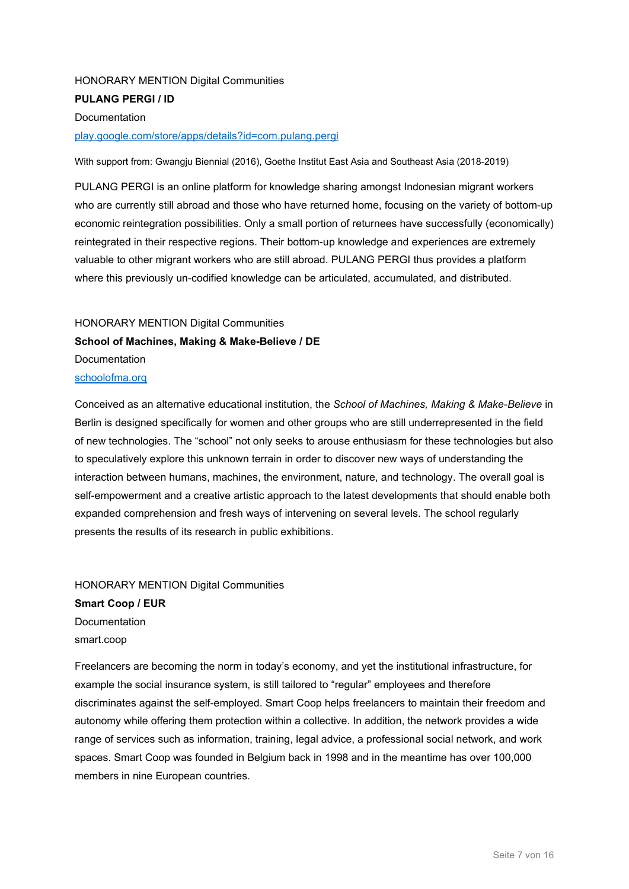HONORARY MENTION Digital Communities

**PULANG PERGI / ID**

Documentation

[play.google.com/store/apps/details?id=com.pulang.pergi](play.google.com/store/apps/details?id=com.pulang.pergi)

With support from: Gwangju Biennial (2016), Goethe Institut East Asia and Southeast Asia (2018-2019)

PULANG PERGI is an online platform for knowledge sharing amongst Indonesian migrant workers who are currently still abroad and those who have returned home, focusing on the variety of bottom-up economic reintegration possibilities. Only a small portion of returnees have successfully (economically) reintegrated in their respective regions. Their bottom-up knowledge and experiences are extremely valuable to other migrant workers who are still abroad. PULANG PERGI thus provides a platform where this previously un-codified knowledge can be articulated, accumulated, and distributed.

HONORARY MENTION Digital Communities

**School of Machines, Making & Make-Believe / DE**

Documentation

[schoolofma.org](schoolofma.org)

Conceived as an alternative educational institution, the *School of Machines, Making & Make-Believe* in Berlin is designed specifically for women and other groups who are still underrepresented in the field of new technologies. The "school" not only seeks to arouse enthusiasm for these technologies but also to speculatively explore this unknown terrain in order to discover new ways of understanding the interaction between humans, machines, the environment, nature, and technology. The overall goal is self-empowerment and a creative artistic approach to the latest developments that should enable both expanded comprehension and fresh ways of intervening on several levels. The school regularly presents the results of its research in public exhibitions.

HONORARY MENTION Digital Communities

**Smart Coop / EUR**

Documentation

smart.coop

Freelancers are becoming the norm in today's economy, and yet the institutional infrastructure, for example the social insurance system, is still tailored to "regular" employees and therefore discriminates against the self-employed. Smart Coop helps freelancers to maintain their freedom and autonomy while offering them protection within a collective. In addition, the network provides a wide range of services such as information, training, legal advice, a professional social network, and work spaces. Smart Coop was founded in Belgium back in 1998 and in the meantime has over 100,000 members in nine European countries.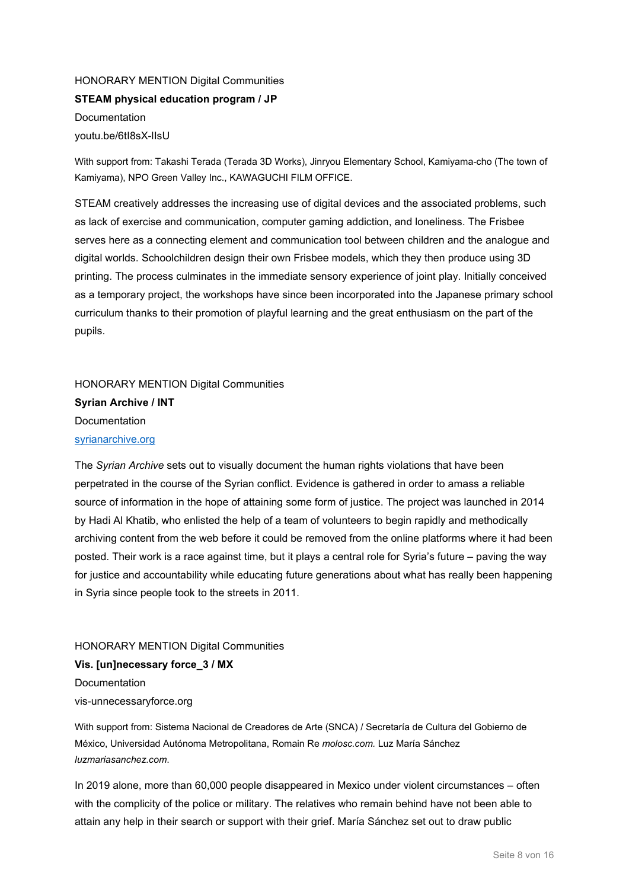HONORARY MENTION Digital Communities

**STEAM physical education program / JP**

Documentation

youtu.be/6tI8sX-IlsU

With support from: Takashi Terada (Terada 3D Works), Jinryou Elementary School, Kamiyama-cho (The town of Kamiyama), NPO Green Valley Inc., KAWAGUCHI FILM OFFICE.

STEAM creatively addresses the increasing use of digital devices and the associated problems, such as lack of exercise and communication, computer gaming addiction, and loneliness. The Frisbee serves here as a connecting element and communication tool between children and the analogue and digital worlds. Schoolchildren design their own Frisbee models, which they then produce using 3D printing. The process culminates in the immediate sensory experience of joint play. Initially conceived as a temporary project, the workshops have since been incorporated into the Japanese primary school curriculum thanks to their promotion of playful learning and the great enthusiasm on the part of the pupils.

HONORARY MENTION Digital Communities

**Syrian Archive / INT**

Documentation

[syrianarchive.org](syrianarchive.org)

The *Syrian Archive* sets out to visually document the human rights violations that have been perpetrated in the course of the Syrian conflict. Evidence is gathered in order to amass a reliable source of information in the hope of attaining some form of justice. The project was launched in 2014 by Hadi Al Khatib, who enlisted the help of a team of volunteers to begin rapidly and methodically archiving content from the web before it could be removed from the online platforms where it had been posted. Their work is a race against time, but it plays a central role for Syria's future – paving the way for justice and accountability while educating future generations about what has really been happening in Syria since people took to the streets in 2011.

HONORARY MENTION Digital Communities

**Vis. [un]necessary force_3 / MX**

Documentation

vis-unnecessaryforce.org

With support from: Sistema Nacional de Creadores de Arte (SNCA) / Secretaría de Cultura del Gobierno de México, Universidad Autónoma Metropolitana, Romain Re *molosc.com.* Luz María Sánchez *luzmariasanchez.com*.

In 2019 alone, more than 60,000 people disappeared in Mexico under violent circumstances – often with the complicity of the police or military. The relatives who remain behind have not been able to attain any help in their search or support with their grief. María Sánchez set out to draw public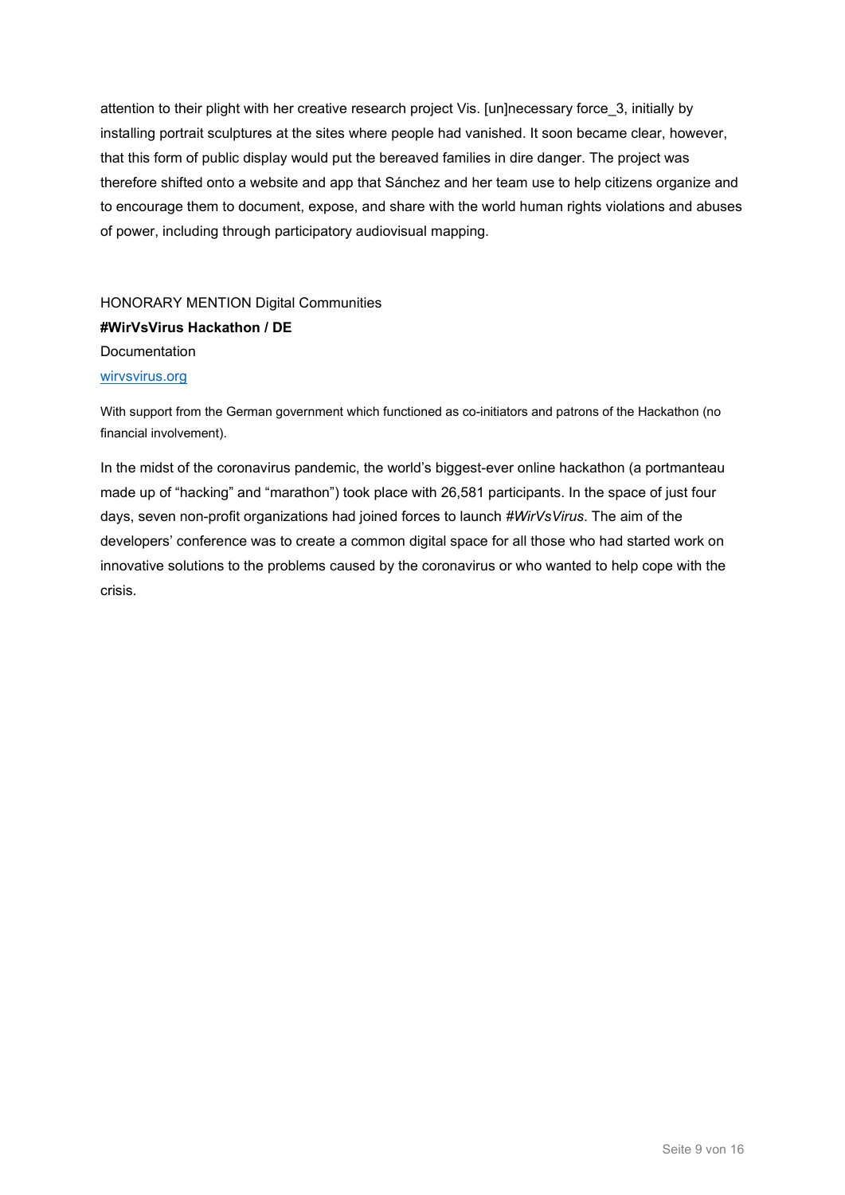attention to their plight with her creative research project Vis. [un]necessary force_3, initially by installing portrait sculptures at the sites where people had vanished. It soon became clear, however, that this form of public display would put the bereaved families in dire danger. The project was therefore shifted onto a website and app that Sánchez and her team use to help citizens organize and to encourage them to document, expose, and share with the world human rights violations and abuses of power, including through participatory audiovisual mapping.

HONORARY MENTION Digital Communities
**#WirVsVirus Hackathon / DE**
Documentation
[wirvsvirus.org](wirvsvirus.org)

With support from the German government which functioned as co-initiators and patrons of the Hackathon (no financial involvement).

In the midst of the coronavirus pandemic, the world's biggest-ever online hackathon (a portmanteau made up of "hacking" and "marathon") took place with 26,581 participants. In the space of just four days, seven non-profit organizations had joined forces to launch *#WirVsVirus*. The aim of the developers' conference was to create a common digital space for all those who had started work on innovative solutions to the problems caused by the coronavirus or who wanted to help cope with the crisis.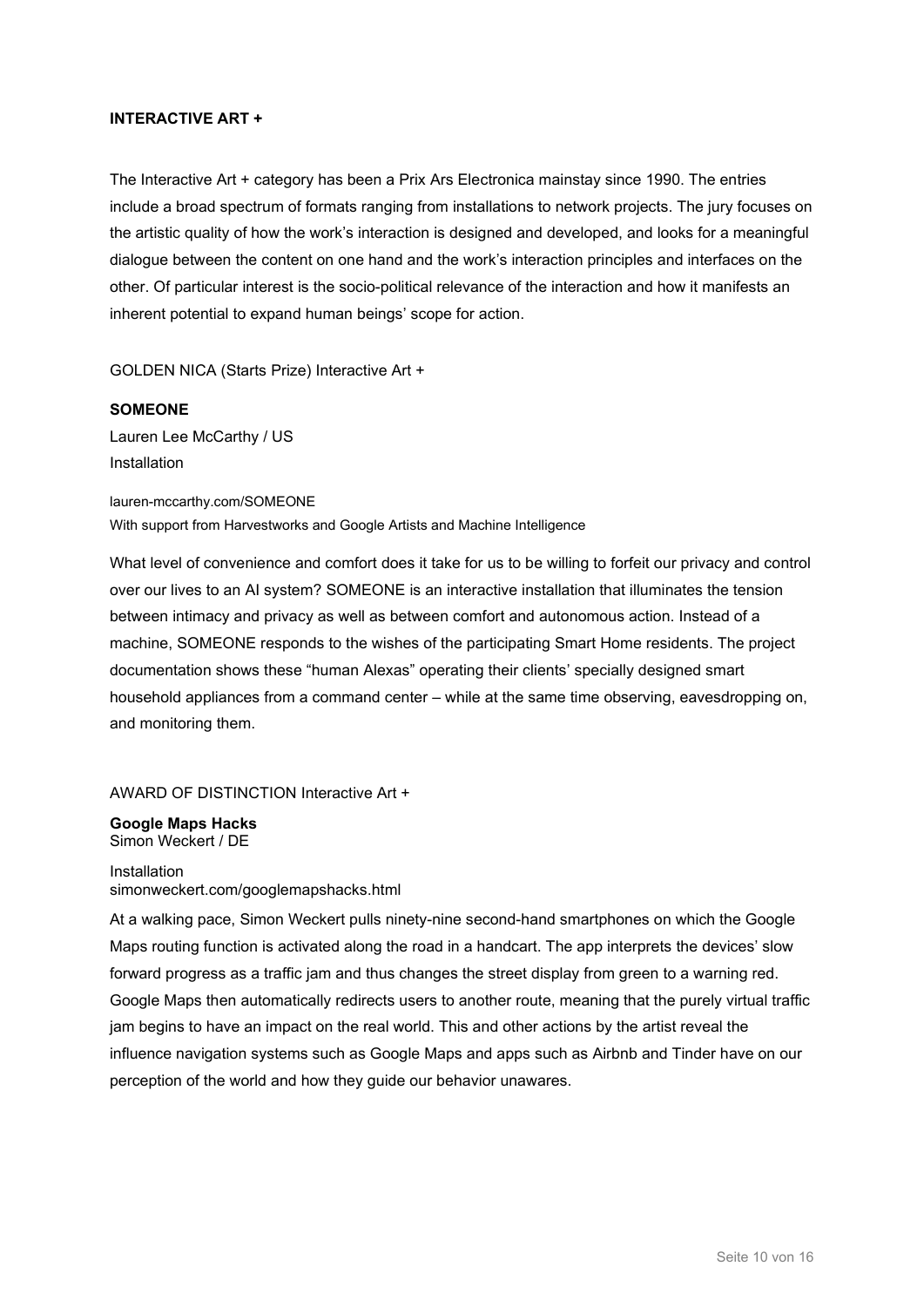## INTERACTIVE ART +

The Interactive Art + category has been a Prix Ars Electronica mainstay since 1990. The entries include a broad spectrum of formats ranging from installations to network projects. The jury focuses on the artistic quality of how the work's interaction is designed and developed, and looks for a meaningful dialogue between the content on one hand and the work's interaction principles and interfaces on the other. Of particular interest is the socio-political relevance of the interaction and how it manifests an inherent potential to expand human beings' scope for action.

GOLDEN NICA (Starts Prize) Interactive Art +

**SOMEONE**

Lauren Lee McCarthy / US

Installation

lauren-mccarthy.com/SOMEONE

With support from Harvestworks and Google Artists and Machine Intelligence

What level of convenience and comfort does it take for us to be willing to forfeit our privacy and control over our lives to an AI system? SOMEONE is an interactive installation that illuminates the tension between intimacy and privacy as well as between comfort and autonomous action. Instead of a machine, SOMEONE responds to the wishes of the participating Smart Home residents. The project documentation shows these "human Alexas" operating their clients' specially designed smart household appliances from a command center – while at the same time observing, eavesdropping on, and monitoring them.

AWARD OF DISTINCTION Interactive Art +

**Google Maps Hacks**

Simon Weckert / DE

Installation

simonweckert.com/googlemapshacks.html

At a walking pace, Simon Weckert pulls ninety-nine second-hand smartphones on which the Google Maps routing function is activated along the road in a handcart. The app interprets the devices' slow forward progress as a traffic jam and thus changes the street display from green to a warning red. Google Maps then automatically redirects users to another route, meaning that the purely virtual traffic jam begins to have an impact on the real world. This and other actions by the artist reveal the influence navigation systems such as Google Maps and apps such as Airbnb and Tinder have on our perception of the world and how they guide our behavior unawares.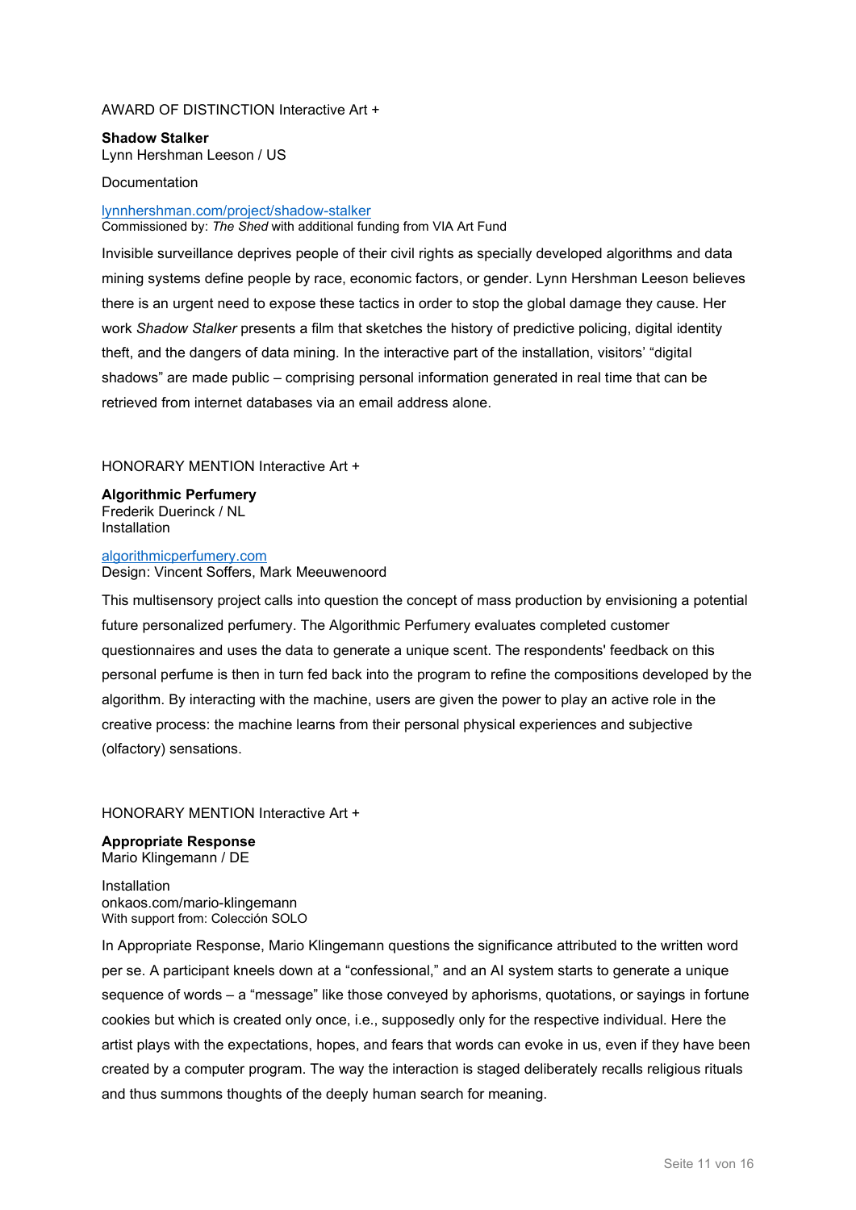AWARD OF DISTINCTION Interactive Art +

**Shadow Stalker**
Lynn Hershman Leeson / US

Documentation

[lynnhershman.com/project/shadow-stalker](lynnhershman.com/project/shadow-stalker)
Commissioned by: *The Shed* with additional funding from VIA Art Fund

Invisible surveillance deprives people of their civil rights as specially developed algorithms and data mining systems define people by race, economic factors, or gender. Lynn Hershman Leeson believes there is an urgent need to expose these tactics in order to stop the global damage they cause. Her work *Shadow Stalker* presents a film that sketches the history of predictive policing, digital identity theft, and the dangers of data mining. In the interactive part of the installation, visitors' "digital shadows" are made public – comprising personal information generated in real time that can be retrieved from internet databases via an email address alone.

HONORARY MENTION Interactive Art +

**Algorithmic Perfumery**
Frederik Duerinck / NL
Installation

[algorithmicperfumery.com](algorithmicperfumery.com)
Design: Vincent Soffers, Mark Meeuwenoord

This multisensory project calls into question the concept of mass production by envisioning a potential future personalized perfumery. The Algorithmic Perfumery evaluates completed customer questionnaires and uses the data to generate a unique scent. The respondents' feedback on this personal perfume is then in turn fed back into the program to refine the compositions developed by the algorithm. By interacting with the machine, users are given the power to play an active role in the creative process: the machine learns from their personal physical experiences and subjective (olfactory) sensations.

HONORARY MENTION Interactive Art +

**Appropriate Response**
Mario Klingemann / DE

Installation
onkaos.com/mario-klingemann
With support from: Colección SOLO

In Appropriate Response, Mario Klingemann questions the significance attributed to the written word per se. A participant kneels down at a "confessional," and an AI system starts to generate a unique sequence of words – a "message" like those conveyed by aphorisms, quotations, or sayings in fortune cookies but which is created only once, i.e., supposedly only for the respective individual. Here the artist plays with the expectations, hopes, and fears that words can evoke in us, even if they have been created by a computer program. The way the interaction is staged deliberately recalls religious rituals and thus summons thoughts of the deeply human search for meaning.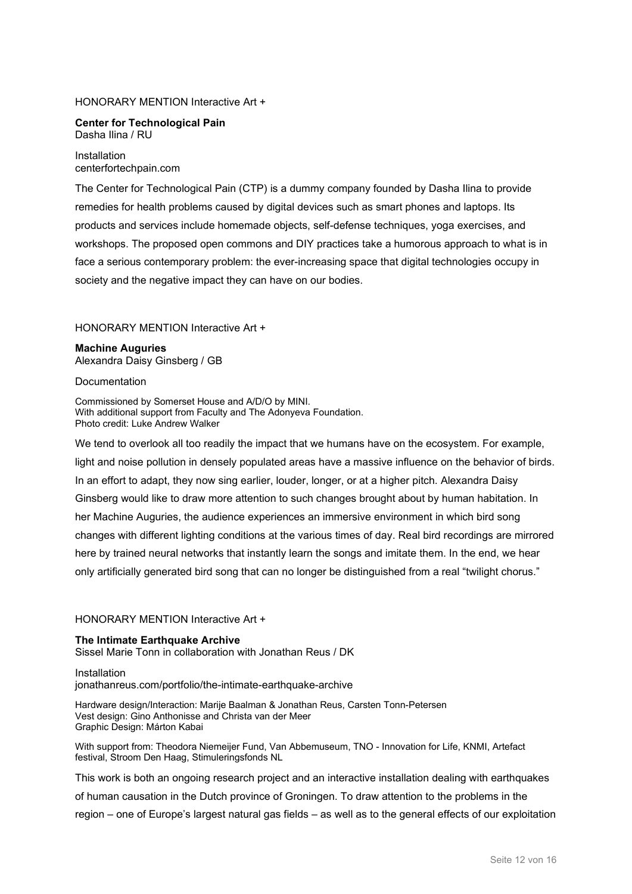HONORARY MENTION Interactive Art +

**Center for Technological Pain**
Dasha Ilina / RU

Installation
centerfortechpain.com

The Center for Technological Pain (CTP) is a dummy company founded by Dasha Ilina to provide remedies for health problems caused by digital devices such as smart phones and laptops. Its products and services include homemade objects, self-defense techniques, yoga exercises, and workshops. The proposed open commons and DIY practices take a humorous approach to what is in face a serious contemporary problem: the ever-increasing space that digital technologies occupy in society and the negative impact they can have on our bodies.

HONORARY MENTION Interactive Art +

**Machine Auguries**
Alexandra Daisy Ginsberg / GB

Documentation

Commissioned by Somerset House and A/D/O by MINI.
With additional support from Faculty and The Adonyeva Foundation.
Photo credit: Luke Andrew Walker

We tend to overlook all too readily the impact that we humans have on the ecosystem. For example, light and noise pollution in densely populated areas have a massive influence on the behavior of birds. In an effort to adapt, they now sing earlier, louder, longer, or at a higher pitch. Alexandra Daisy Ginsberg would like to draw more attention to such changes brought about by human habitation. In her Machine Auguries, the audience experiences an immersive environment in which bird song changes with different lighting conditions at the various times of day. Real bird recordings are mirrored here by trained neural networks that instantly learn the songs and imitate them. In the end, we hear only artificially generated bird song that can no longer be distinguished from a real "twilight chorus."

HONORARY MENTION Interactive Art +

**The Intimate Earthquake Archive**
Sissel Marie Tonn in collaboration with Jonathan Reus / DK

Installation
jonathanreus.com/portfolio/the-intimate-earthquake-archive

Hardware design/Interaction: Marije Baalman & Jonathan Reus, Carsten Tonn-Petersen
Vest design: Gino Anthonisse and Christa van der Meer
Graphic Design: Márton Kabai

With support from: Theodora Niemeijer Fund, Van Abbemuseum, TNO - Innovation for Life, KNMI, Artefact festival, Stroom Den Haag, Stimuleringsfonds NL

This work is both an ongoing research project and an interactive installation dealing with earthquakes of human causation in the Dutch province of Groningen. To draw attention to the problems in the region – one of Europe's largest natural gas fields – as well as to the general effects of our exploitation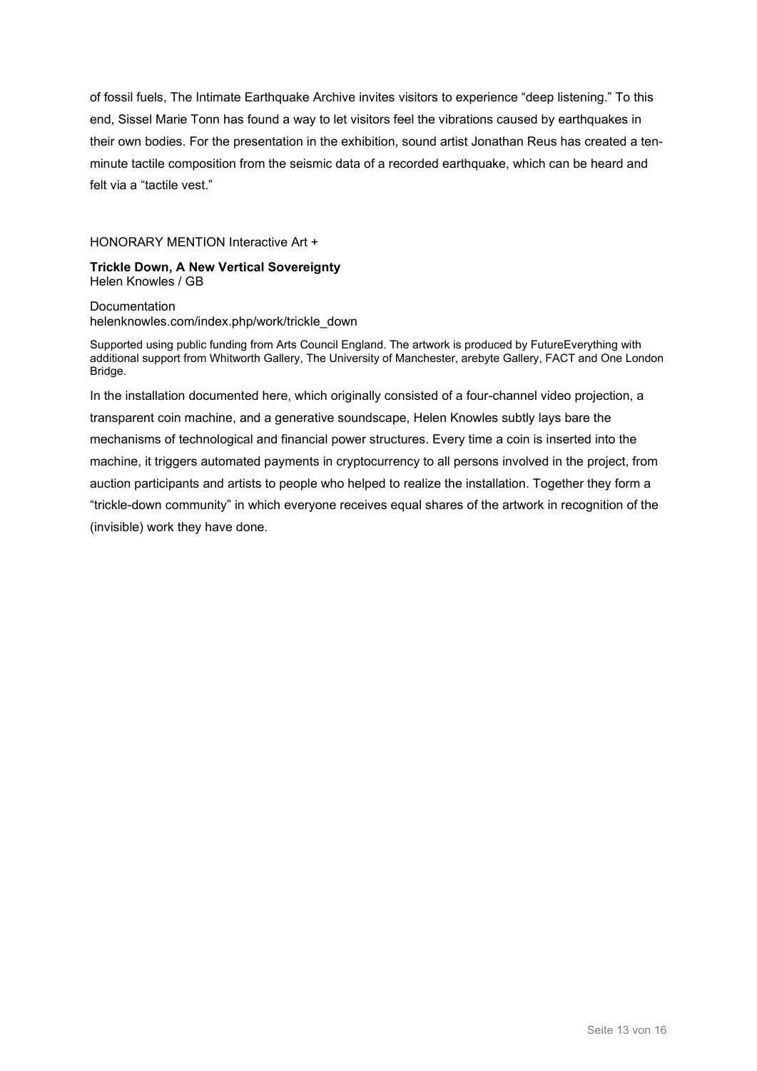of fossil fuels, The Intimate Earthquake Archive invites visitors to experience “deep listening.” To this end, Sissel Marie Tonn has found a way to let visitors feel the vibrations caused by earthquakes in their own bodies. For the presentation in the exhibition, sound artist Jonathan Reus has created a ten-minute tactile composition from the seismic data of a recorded earthquake, which can be heard and felt via a “tactile vest.”

HONORARY MENTION Interactive Art +

**Trickle Down, A New Vertical Sovereignty**
Helen Knowles / GB

Documentation
helenknowles.com/index.php/work/trickle_down

Supported using public funding from Arts Council England. The artwork is produced by FutureEverything with additional support from Whitworth Gallery, The University of Manchester, arebyte Gallery, FACT and One London Bridge.

In the installation documented here, which originally consisted of a four-channel video projection, a transparent coin machine, and a generative soundscape, Helen Knowles subtly lays bare the mechanisms of technological and financial power structures. Every time a coin is inserted into the machine, it triggers automated payments in cryptocurrency to all persons involved in the project, from auction participants and artists to people who helped to realize the installation. Together they form a “trickle-down community” in which everyone receives equal shares of the artwork in recognition of the (invisible) work they have done.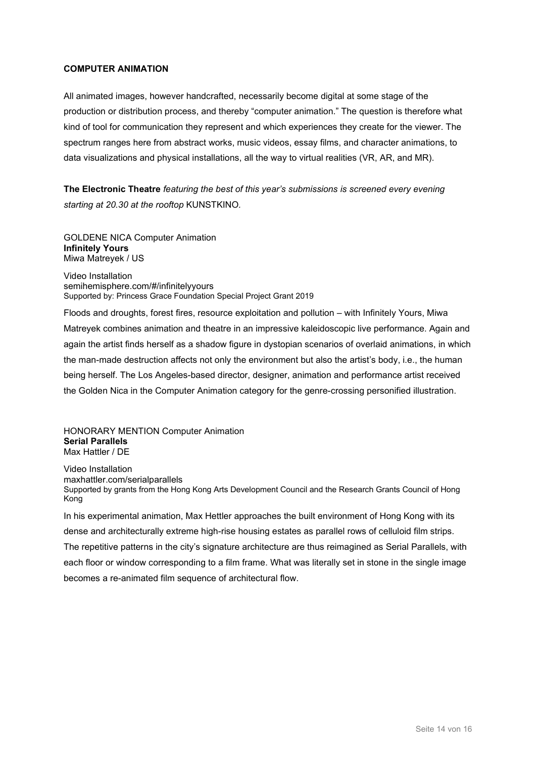## COMPUTER ANIMATION

All animated images, however handcrafted, necessarily become digital at some stage of the production or distribution process, and thereby "computer animation." The question is therefore what kind of tool for communication they represent and which experiences they create for the viewer. The spectrum ranges here from abstract works, music videos, essay films, and character animations, to data visualizations and physical installations, all the way to virtual realities (VR, AR, and MR).

**The Electronic Theatre** *featuring the best of this year's submissions is screened every evening starting at 20.30 at the rooftop* KUNSTKINO*.*

GOLDENE NICA Computer Animation
**Infinitely Yours**
Miwa Matreyek / US

Video Installation
semihemisphere.com/#/infinitelyyours
Supported by: Princess Grace Foundation Special Project Grant 2019

Floods and droughts, forest fires, resource exploitation and pollution – with Infinitely Yours, Miwa Matreyek combines animation and theatre in an impressive kaleidoscopic live performance. Again and again the artist finds herself as a shadow figure in dystopian scenarios of overlaid animations, in which the man-made destruction affects not only the environment but also the artist's body, i.e., the human being herself. The Los Angeles-based director, designer, animation and performance artist received the Golden Nica in the Computer Animation category for the genre-crossing personified illustration.

HONORARY MENTION Computer Animation
**Serial Parallels**
Max Hattler / DE

Video Installation
maxhattler.com/serialparallels
Supported by grants from the Hong Kong Arts Development Council and the Research Grants Council of Hong Kong

In his experimental animation, Max Hettler approaches the built environment of Hong Kong with its dense and architecturally extreme high-rise housing estates as parallel rows of celluloid film strips. The repetitive patterns in the city's signature architecture are thus reimagined as Serial Parallels, with each floor or window corresponding to a film frame. What was literally set in stone in the single image becomes a re-animated film sequence of architectural flow.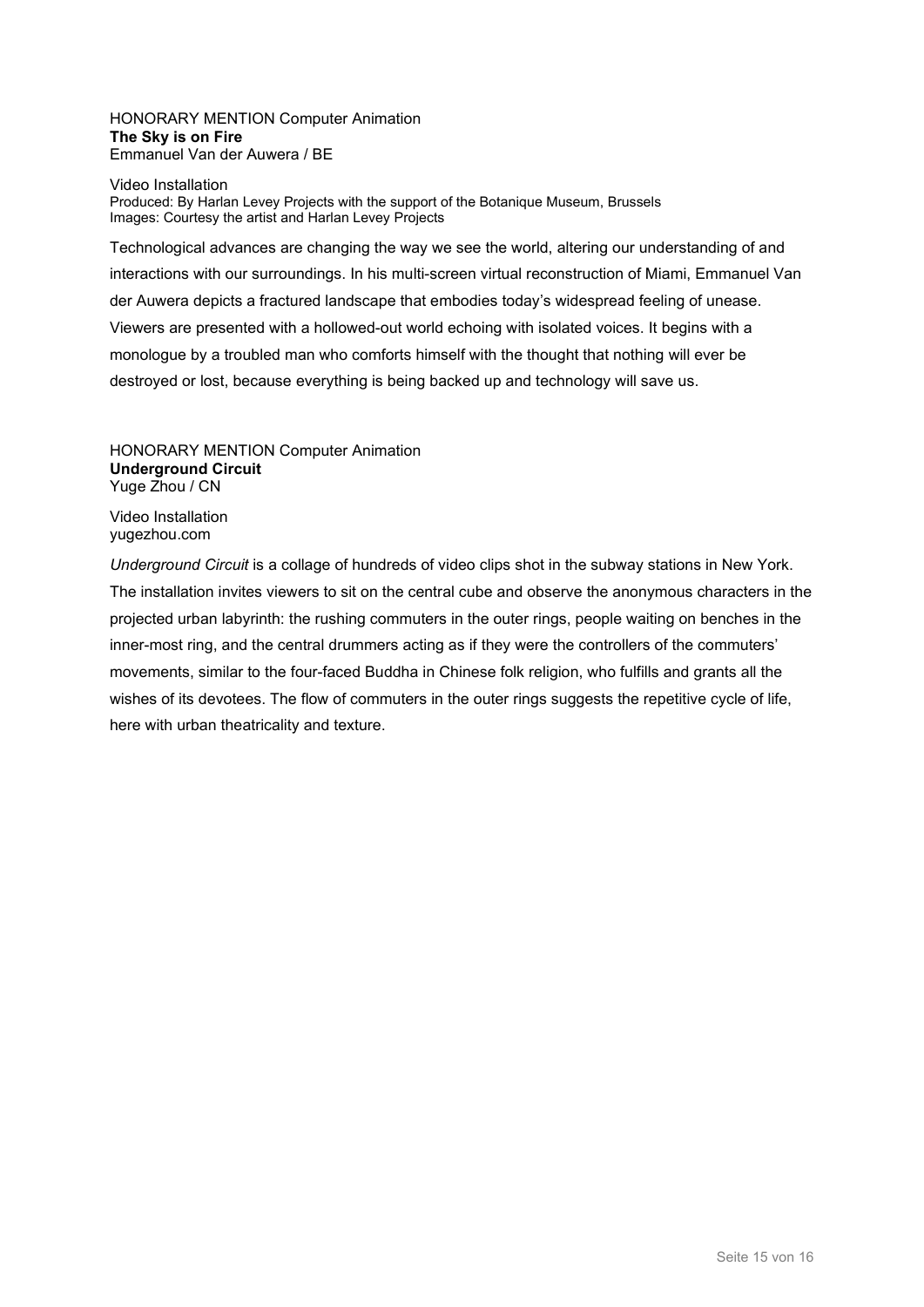HONORARY MENTION Computer Animation
**The Sky is on Fire**
Emmanuel Van der Auwera / BE

Video Installation
Produced: By Harlan Levey Projects with the support of the Botanique Museum, Brussels
Images: Courtesy the artist and Harlan Levey Projects

Technological advances are changing the way we see the world, altering our understanding of and interactions with our surroundings. In his multi-screen virtual reconstruction of Miami, Emmanuel Van der Auwera depicts a fractured landscape that embodies today's widespread feeling of unease. Viewers are presented with a hollowed-out world echoing with isolated voices. It begins with a monologue by a troubled man who comforts himself with the thought that nothing will ever be destroyed or lost, because everything is being backed up and technology will save us.

HONORARY MENTION Computer Animation
**Underground Circuit**
Yuge Zhou / CN

Video Installation
yugezhou.com

*Underground Circuit* is a collage of hundreds of video clips shot in the subway stations in New York. The installation invites viewers to sit on the central cube and observe the anonymous characters in the projected urban labyrinth: the rushing commuters in the outer rings, people waiting on benches in the inner-most ring, and the central drummers acting as if they were the controllers of the commuters' movements, similar to the four-faced Buddha in Chinese folk religion, who fulfills and grants all the wishes of its devotees. The flow of commuters in the outer rings suggests the repetitive cycle of life, here with urban theatricality and texture.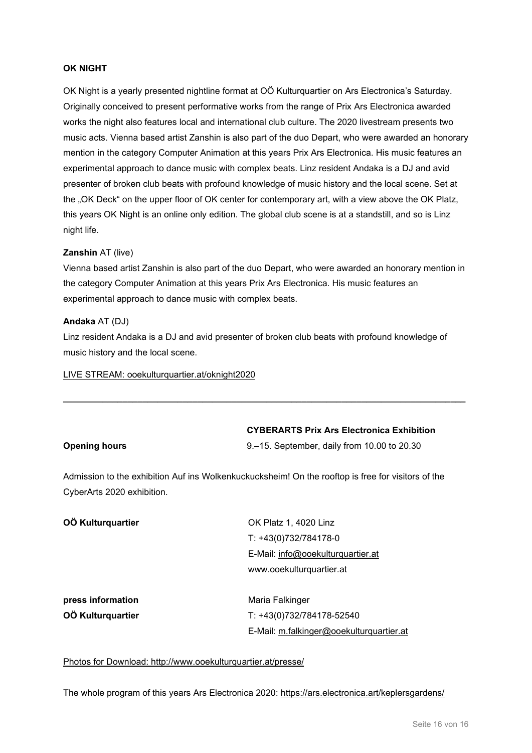**OK NIGHT**

OK Night is a yearly presented nightline format at OÖ Kulturquartier on Ars Electronica's Saturday. Originally conceived to present performative works from the range of Prix Ars Electronica awarded works the night also features local and international club culture. The 2020 livestream presents two music acts. Vienna based artist Zanshin is also part of the duo Depart, who were awarded an honorary mention in the category Computer Animation at this years Prix Ars Electronica. His music features an experimental approach to dance music with complex beats. Linz resident Andaka is a DJ and avid presenter of broken club beats with profound knowledge of music history and the local scene. Set at the „OK Deck" on the upper floor of OK center for contemporary art, with a view above the OK Platz, this years OK Night is an online only edition. The global club scene is at a standstill, and so is Linz night life.

**Zanshin** AT (live)
Vienna based artist Zanshin is also part of the duo Depart, who were awarded an honorary mention in the category Computer Animation at this years Prix Ars Electronica. His music features an experimental approach to dance music with complex beats.

**Andaka** AT (DJ)
Linz resident Andaka is a DJ and avid presenter of broken club beats with profound knowledge of music history and the local scene.

LIVE STREAM: ooekulturquartier.at/oknight2020

---

**CYBERARTS Prix Ars Electronica Exhibition**

**Opening hours** 9.–15. September, daily from 10.00 to 20.30

Admission to the exhibition Auf ins Wolkenkuckucksheim! On the rooftop is free for visitors of the CyberArts 2020 exhibition.

**OÖ Kulturquartier**
OK Platz 1, 4020 Linz
T: +43(0)732/784178-0
E-Mail: info@ooekulturquartier.at
www.ooekulturquartier.at

**press information**
**OÖ Kulturquartier**
Maria Falkinger
T: +43(0)732/784178-52540
E-Mail: m.falkinger@ooekulturquartier.at

Photos for Download: http://www.ooekulturquartier.at/presse/

The whole program of this years Ars Electronica 2020: https://ars.electronica.art/keplersgardens/